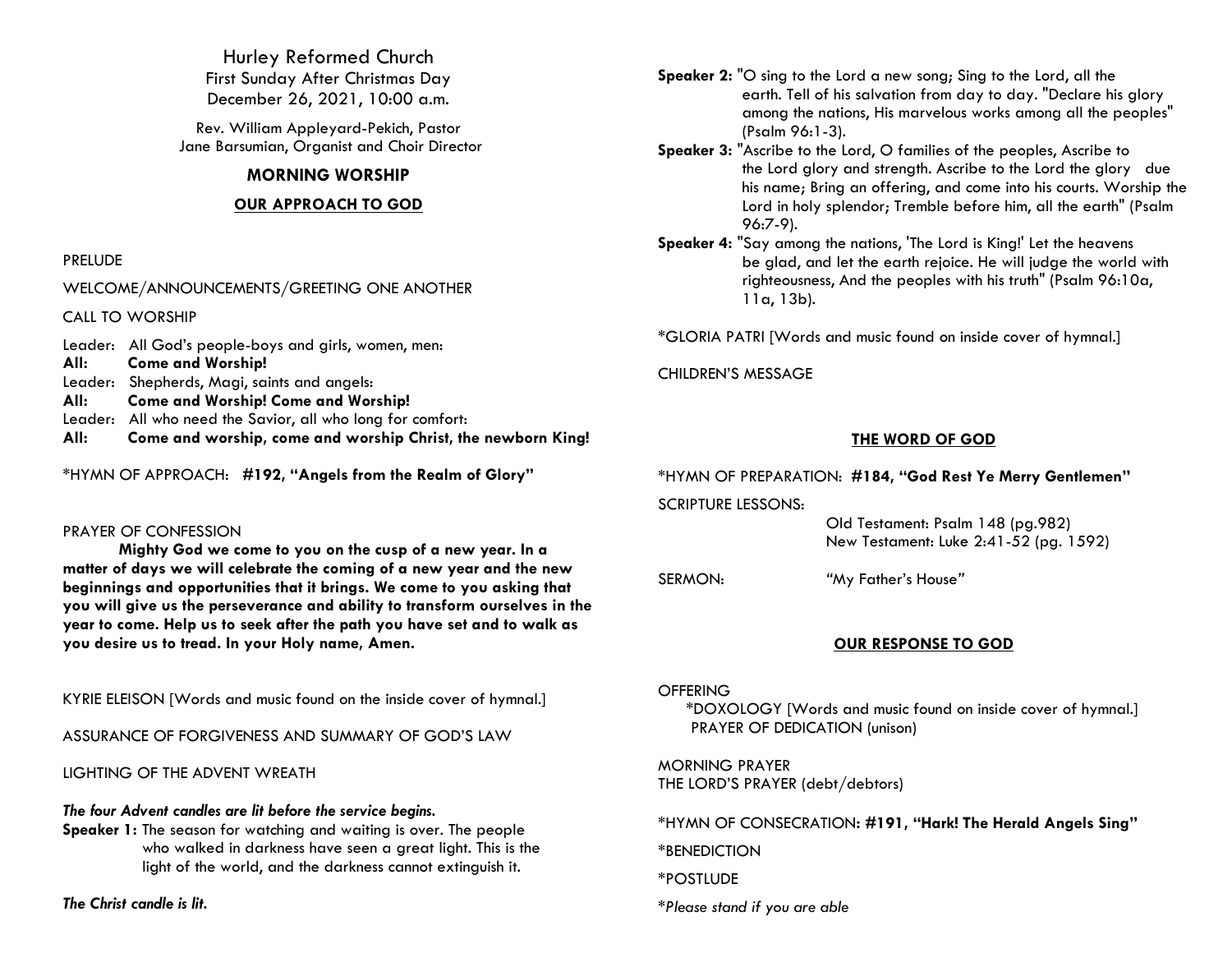# Hurley Reformed Church

First Sunday After Christmas Day
December 26, 2021, 10:00 a.m.

Rev. William Appleyard-Pekich, Pastor
Jane Barsumian, Organist and Choir Director

## MORNING WORSHIP

### OUR APPROACH TO GOD

PRELUDE

WELCOME/ANNOUNCEMENTS/GREETING ONE ANOTHER

CALL TO WORSHIP

Leader: All God's people-boys and girls, women, men:
**All: Come and Worship!**
Leader: Shepherds, Magi, saints and angels:
**All: Come and Worship! Come and Worship!**
Leader: All who need the Savior, all who long for comfort:
**All: Come and worship, come and worship Christ, the newborn King!**

*HYMN OF APPROACH: **#192, "Angels from the Realm of Glory"**

PRAYER OF CONFESSION

**Mighty God we come to you on the cusp of a new year. In a matter of days we will celebrate the coming of a new year and the new beginnings and opportunities that it brings. We come to you asking that you will give us the perseverance and ability to transform ourselves in the year to come. Help us to seek after the path you have set and to walk as you desire us to tread. In your Holy name, Amen.**

KYRIE ELEISON [Words and music found on the inside cover of hymnal.]

ASSURANCE OF FORGIVENESS AND SUMMARY OF GOD'S LAW

LIGHTING OF THE ADVENT WREATH

***The four Advent candles are lit before the service begins.***

**Speaker 1:** The season for watching and waiting is over. The people who walked in darkness have seen a great light. This is the light of the world, and the darkness cannot extinguish it.

***The Christ candle is lit.***

**Speaker 2:** "O sing to the Lord a new song; Sing to the Lord, all the earth. Tell of his salvation from day to day. "Declare his glory among the nations, His marvelous works among all the peoples" (Psalm 96:1-3).

**Speaker 3:** "Ascribe to the Lord, O families of the peoples, Ascribe to the Lord glory and strength. Ascribe to the Lord the glory due his name; Bring an offering, and come into his courts. Worship the Lord in holy splendor; Tremble before him, all the earth" (Psalm 96:7-9).

**Speaker 4:** "Say among the nations, 'The Lord is King!' Let the heavens be glad, and let the earth rejoice. He will judge the world with righteousness, And the peoples with his truth" (Psalm 96:10a, 11a, 13b).

*GLORIA PATRI [Words and music found on inside cover of hymnal.]

CHILDREN'S MESSAGE

### THE WORD OF GOD

*HYMN OF PREPARATION: **#184, "God Rest Ye Merry Gentlemen"**

SCRIPTURE LESSONS:
Old Testament: Psalm 148 (pg.982)
New Testament: Luke 2:41-52 (pg. 1592)

SERMON: "My Father's House"

### OUR RESPONSE TO GOD

OFFERING
*DOXOLOGY [Words and music found on inside cover of hymnal.]
PRAYER OF DEDICATION (unison)

MORNING PRAYER
THE LORD'S PRAYER (debt/debtors)

*HYMN OF CONSECRATION: **#191, "Hark! The Herald Angels Sing"**

*BENEDICTION

*POSTLUDE

**Please stand if you are able*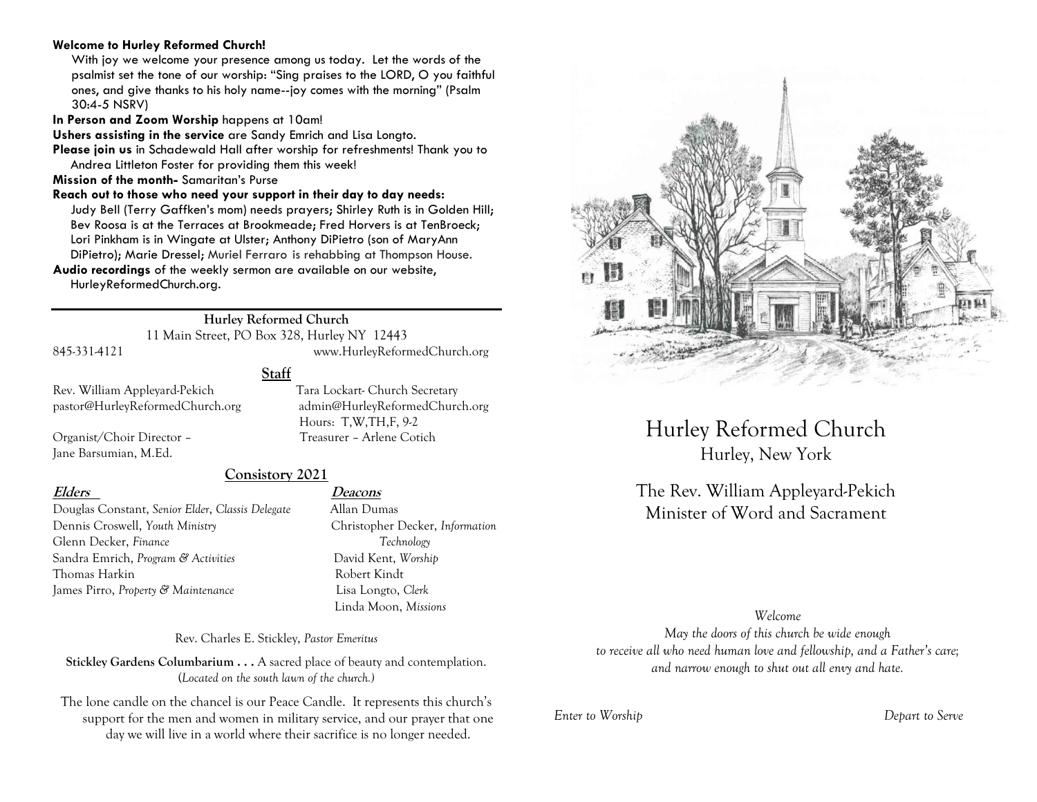**Welcome to Hurley Reformed Church!**

With joy we welcome your presence among us today. Let the words of the psalmist set the tone of our worship: "Sing praises to the LORD, O you faithful ones, and give thanks to his holy name--joy comes with the morning" (Psalm 30:4-5 NSRV)

**In Person and Zoom Worship** happens at 10am!

**Ushers assisting in the service** are Sandy Emrich and Lisa Longto.

**Please join us** in Schadewald Hall after worship for refreshments! Thank you to Andrea Littleton Foster for providing them this week!

**Mission of the month-** Samaritan's Purse

**Reach out to those who need your support in their day to day needs:**
Judy Bell (Terry Gaffken's mom) needs prayers; Shirley Ruth is in Golden Hill; Bev Roosa is at the Terraces at Brookmeade; Fred Horvers is at TenBroeck; Lori Pinkham is in Wingate at Ulster; Anthony DiPietro (son of MaryAnn DiPietro); Marie Dressel; Muriel Ferraro is rehabbing at Thompson House.

**Audio recordings** of the weekly sermon are available on our website, HurleyReformedChurch.org.

---

**Hurley Reformed Church**
11 Main Street, PO Box 328, Hurley NY 12443
845-331-4121 www.HurleyReformedChurch.org

## Staff

Rev. William Appleyard-Pekich
pastor@HurleyReformedChurch.org

Tara Lockart- Church Secretary
admin@HurleyReformedChurch.org
Hours: T,W,TH,F, 9-2

Organist/Choir Director – Jane Barsumian, M.Ed.

Treasurer – Arlene Cotich

## Consistory 2021

| **Elders** | **Deacons** |
|---|---|
| Douglas Constant, *Senior Elder, Classis Delegate* | Allan Dumas |
| Dennis Croswell, *Youth Ministry* | Christopher Decker, *Information Technology* |
| Glenn Decker, *Finance* | David Kent, *Worship* |
| Sandra Emrich, *Program & Activities* | Robert Kindt |
| Thomas Harkin | Lisa Longto, *Clerk* |
| James Pirro, *Property & Maintenance* | Linda Moon, *Missions* |

Rev. Charles E. Stickley, *Pastor Emeritus*

**Stickley Gardens Columbarium . . .** A sacred place of beauty and contemplation. (*Located on the south lawn of the church.)*

The lone candle on the chancel is our Peace Candle. It represents this church's support for the men and women in military service, and our prayer that one day we will live in a world where their sacrifice is no longer needed.

# Hurley Reformed Church
## Hurley, New York

## The Rev. William Appleyard-Pekich
## Minister of Word and Sacrament

*Welcome*

*May the doors of this church be wide enough to receive all who need human love and fellowship, and a Father's care; and narrow enough to shut out all envy and hate.*

*Enter to Worship* *Depart to Serve*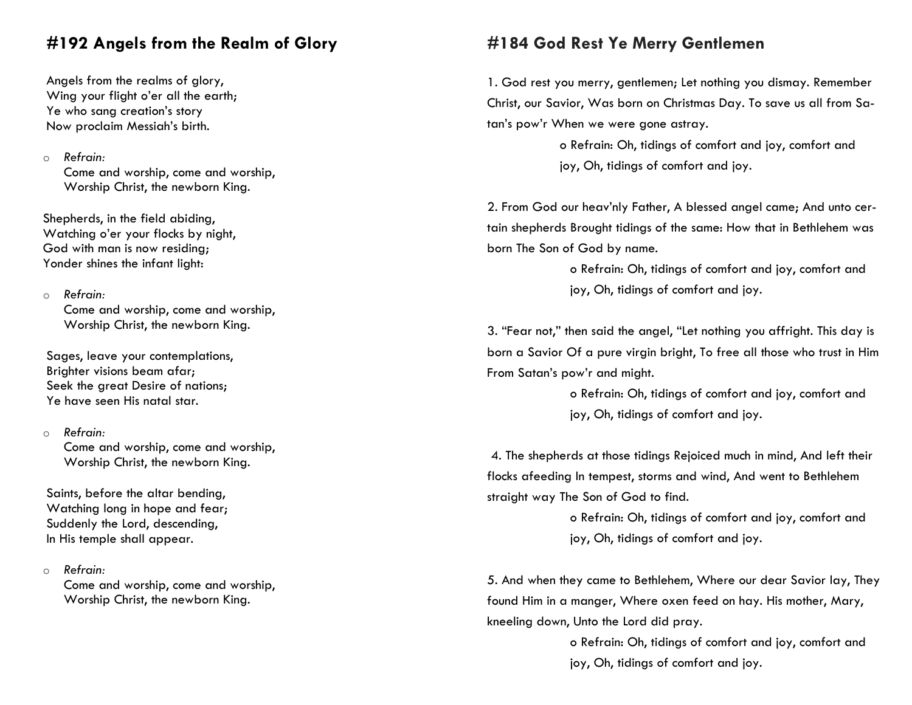## #192 Angels from the Realm of Glory

Angels from the realms of glory,
Wing your flight o'er all the earth;
Ye who sang creation's story
Now proclaim Messiah's birth.

- *Refrain:*
  Come and worship, come and worship,
  Worship Christ, the newborn King.

Shepherds, in the field abiding,
Watching o'er your flocks by night,
God with man is now residing;
Yonder shines the infant light:

- *Refrain:*
  Come and worship, come and worship,
  Worship Christ, the newborn King.

Sages, leave your contemplations,
Brighter visions beam afar;
Seek the great Desire of nations;
Ye have seen His natal star.

- *Refrain:*
  Come and worship, come and worship,
  Worship Christ, the newborn King.

Saints, before the altar bending,
Watching long in hope and fear;
Suddenly the Lord, descending,
In His temple shall appear.

- *Refrain:*
  Come and worship, come and worship,
  Worship Christ, the newborn King.

## #184 God Rest Ye Merry Gentlemen

1. God rest you merry, gentlemen; Let nothing you dismay. Remember Christ, our Savior, Was born on Christmas Day. To save us all from Satan's pow'r When we were gone astray.

   o Refrain: Oh, tidings of comfort and joy, comfort and joy, Oh, tidings of comfort and joy.

2. From God our heav'nly Father, A blessed angel came; And unto certain shepherds Brought tidings of the same: How that in Bethlehem was born The Son of God by name.

   o Refrain: Oh, tidings of comfort and joy, comfort and joy, Oh, tidings of comfort and joy.

3. "Fear not," then said the angel, "Let nothing you affright. This day is born a Savior Of a pure virgin bright, To free all those who trust in Him From Satan's pow'r and might.

   o Refrain: Oh, tidings of comfort and joy, comfort and joy, Oh, tidings of comfort and joy.

4. The shepherds at those tidings Rejoiced much in mind, And left their flocks afeeding In tempest, storms and wind, And went to Bethlehem straight way The Son of God to find.

   o Refrain: Oh, tidings of comfort and joy, comfort and joy, Oh, tidings of comfort and joy.

5. And when they came to Bethlehem, Where our dear Savior lay, They found Him in a manger, Where oxen feed on hay. His mother, Mary, kneeling down, Unto the Lord did pray.

   o Refrain: Oh, tidings of comfort and joy, comfort and joy, Oh, tidings of comfort and joy.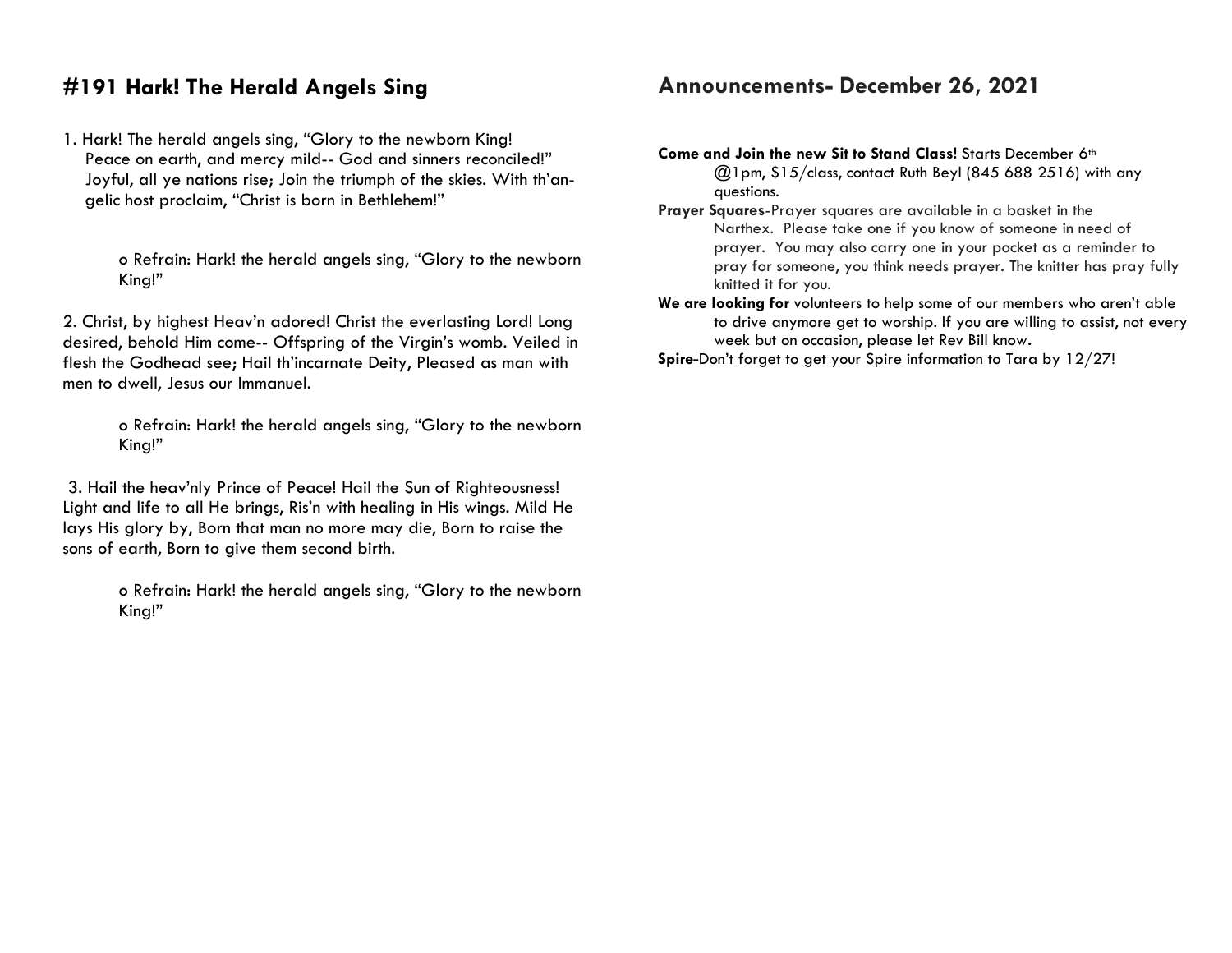## #191 Hark! The Herald Angels Sing

1. Hark! The herald angels sing, "Glory to the newborn King! Peace on earth, and mercy mild-- God and sinners reconciled!" Joyful, all ye nations rise; Join the triumph of the skies. With th'angelic host proclaim, "Christ is born in Bethlehem!"

   o Refrain: Hark! the herald angels sing, "Glory to the newborn King!"

2. Christ, by highest Heav'n adored! Christ the everlasting Lord! Long desired, behold Him come-- Offspring of the Virgin's womb. Veiled in flesh the Godhead see; Hail th'incarnate Deity, Pleased as man with men to dwell, Jesus our Immanuel.

   o Refrain: Hark! the herald angels sing, "Glory to the newborn King!"

3. Hail the heav'nly Prince of Peace! Hail the Sun of Righteousness! Light and life to all He brings, Ris'n with healing in His wings. Mild He lays His glory by, Born that man no more may die, Born to raise the sons of earth, Born to give them second birth.

   o Refrain: Hark! the herald angels sing, "Glory to the newborn King!"

## Announcements- December 26, 2021

**Come and Join the new Sit to Stand Class!** Starts December 6th @1pm, $15/class, contact Ruth Beyl (845 688 2516) with any questions.

**Prayer Squares**-Prayer squares are available in a basket in the Narthex. Please take one if you know of someone in need of prayer. You may also carry one in your pocket as a reminder to pray for someone, you think needs prayer. The knitter has pray fully knitted it for you.

**We are looking for** volunteers to help some of our members who aren't able to drive anymore get to worship. If you are willing to assist, not every week but on occasion, please let Rev Bill know.

**Spire-**Don't forget to get your Spire information to Tara by 12/27!